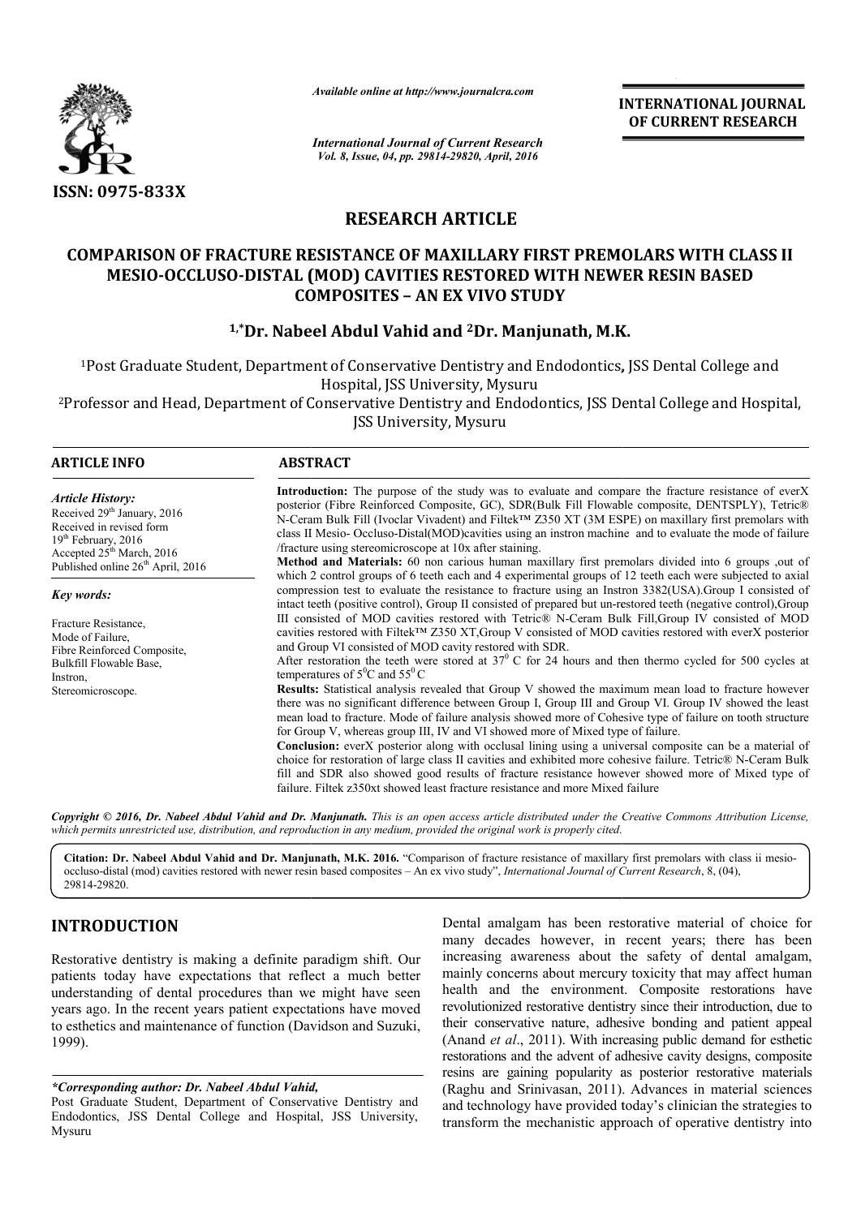ISSN: 0975-833X

*Available online at http://www.journalcra.com*

*International Journal of Current Research*
*Vol. 8, Issue, 04, pp. 29814-29820, April, 2016*

**INTERNATIONAL JOURNAL OF CURRENT RESEARCH**

## RESEARCH ARTICLE

# COMPARISON OF FRACTURE RESISTANCE OF MAXILLARY FIRST PREMOLARS WITH CLASS II MESIO-OCCLUSO-DISTAL (MOD) CAVITIES RESTORED WITH NEWER RESIN BASED COMPOSITES – AN EX VIVO STUDY

**[1,*]Dr. Nabeel Abdul Vahid and [2]Dr. Manjunath, M.K.**

[1]Post Graduate Student, Department of Conservative Dentistry and Endodontics, JSS Dental College and Hospital, JSS University, Mysuru

[2]Professor and Head, Department of Conservative Dentistry and Endodontics, JSS Dental College and Hospital, JSS University, Mysuru

### ARTICLE INFO

*Article History:*
Received 29th January, 2016
Received in revised form
19th February, 2016
Accepted 25th March, 2016
Published online 26th April, 2016

*Key words:*

Fracture Resistance,
Mode of Failure,
Fibre Reinforced Composite,
Bulkfill Flowable Base,
Instron,
Stereomicroscope.

### ABSTRACT

**Introduction:** The purpose of the study was to evaluate and compare the fracture resistance of everX posterior (Fibre Reinforced Composite, GC), SDR(Bulk Fill Flowable composite, DENTSPLY), Tetric® N-Ceram Bulk Fill (Ivoclar Vivadent) and Filtek™ Z350 XT (3M ESPE) on maxillary first premolars with class II Mesio- Occluso-Distal(MOD)cavities using an instron machine and to evaluate the mode of failure /fracture using stereomicroscope at 10x after staining.

**Method and Materials:** 60 non carious human maxillary first premolars divided into 6 groups ,out of which 2 control groups of 6 teeth each and 4 experimental groups of 12 teeth each were subjected to axial compression test to evaluate the resistance to fracture using an Instron 3382(USA).Group I consisted of intact teeth (positive control), Group II consisted of prepared but un-restored teeth (negative control),Group III consisted of MOD cavities restored with Tetric® N-Ceram Bulk Fill,Group IV consisted of MOD cavities restored with Filtek™ Z350 XT,Group V consisted of MOD cavities restored with everX posterior and Group VI consisted of MOD cavity restored with SDR.

After restoration the teeth were stored at $37^0$ C for 24 hours and then thermo cycled for 500 cycles at temperatures of $5^0$C and $55^0$C

**Results:** Statistical analysis revealed that Group V showed the maximum mean load to fracture however there was no significant difference between Group I, Group III and Group VI. Group IV showed the least mean load to fracture. Mode of failure analysis showed more of Cohesive type of failure on tooth structure for Group V, whereas group III, IV and VI showed more of Mixed type of failure.

**Conclusion:** everX posterior along with occlusal lining using a universal composite can be a material of choice for restoration of large class II cavities and exhibited more cohesive failure. Tetric® N-Ceram Bulk fill and SDR also showed good results of fracture resistance however showed more of Mixed type of failure. Filtek z350xt showed least fracture resistance and more Mixed failure

*Copyright © 2016, Dr. Nabeel Abdul Vahid and Dr. Manjunath. This is an open access article distributed under the Creative Commons Attribution License, which permits unrestricted use, distribution, and reproduction in any medium, provided the original work is properly cited.*

**Citation: Dr. Nabeel Abdul Vahid and Dr. Manjunath, M.K. 2016.** "Comparison of fracture resistance of maxillary first premolars with class ii mesio-occluso-distal (mod) cavities restored with newer resin based composites – An ex vivo study", *International Journal of Current Research*, 8, (04), 29814-29820.

## INTRODUCTION

Restorative dentistry is making a definite paradigm shift. Our patients today have expectations that reflect a much better understanding of dental procedures than we might have seen years ago. In the recent years patient expectations have moved to esthetics and maintenance of function (Davidson and Suzuki, 1999).

Dental amalgam has been restorative material of choice for many decades however, in recent years; there has been increasing awareness about the safety of dental amalgam, mainly concerns about mercury toxicity that may affect human health and the environment. Composite restorations have revolutionized restorative dentistry since their introduction, due to their conservative nature, adhesive bonding and patient appeal (Anand *et al*., 2011). With increasing public demand for esthetic restorations and the advent of adhesive cavity designs, composite resins are gaining popularity as posterior restorative materials (Raghu and Srinivasan, 2011). Advances in material sciences and technology have provided today's clinician the strategies to transform the mechanistic approach of operative dentistry into

*\*Corresponding author: Dr. Nabeel Abdul Vahid,*
Post Graduate Student, Department of Conservative Dentistry and Endodontics, JSS Dental College and Hospital, JSS University, Mysuru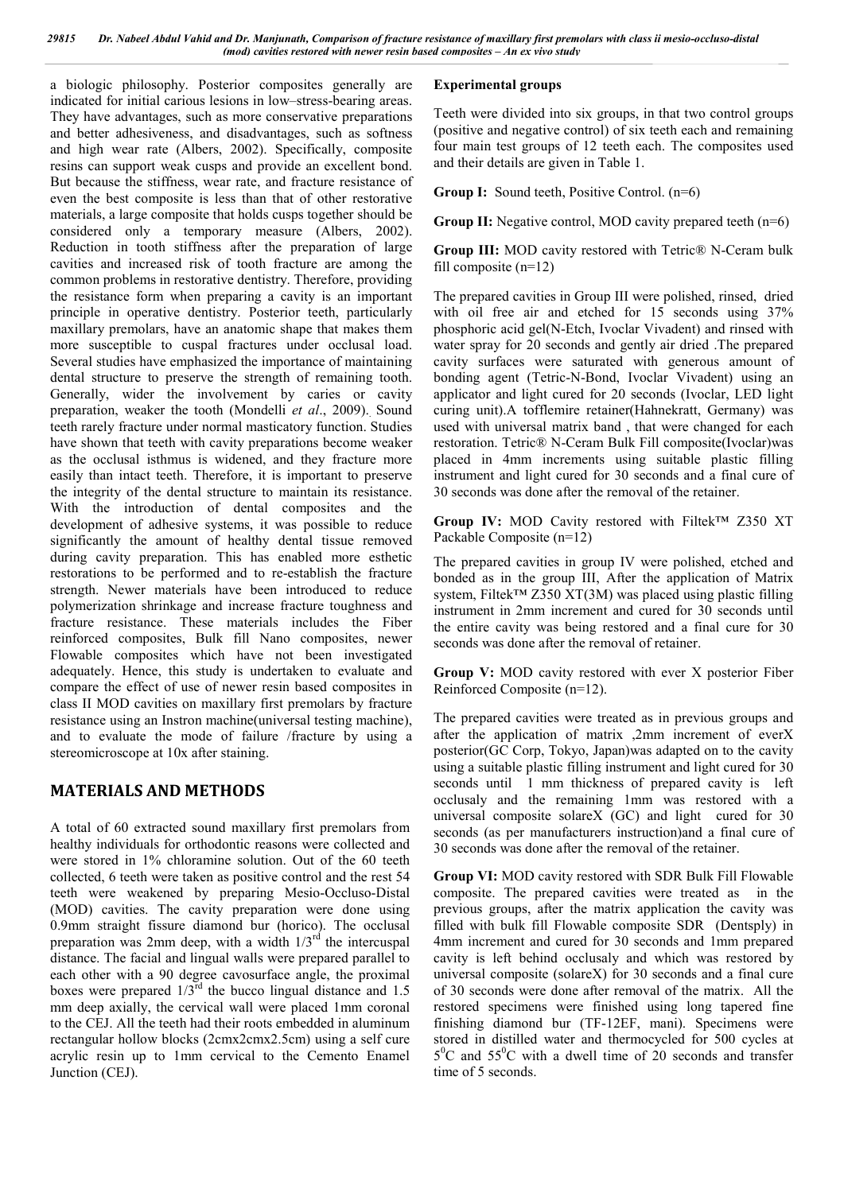a biologic philosophy. Posterior composites generally are indicated for initial carious lesions in low–stress-bearing areas. They have advantages, such as more conservative preparations and better adhesiveness, and disadvantages, such as softness and high wear rate (Albers, 2002). Specifically, composite resins can support weak cusps and provide an excellent bond. But because the stiffness, wear rate, and fracture resistance of even the best composite is less than that of other restorative materials, a large composite that holds cusps together should be considered only a temporary measure (Albers, 2002). Reduction in tooth stiffness after the preparation of large cavities and increased risk of tooth fracture are among the common problems in restorative dentistry. Therefore, providing the resistance form when preparing a cavity is an important principle in operative dentistry. Posterior teeth, particularly maxillary premolars, have an anatomic shape that makes them more susceptible to cuspal fractures under occlusal load. Several studies have emphasized the importance of maintaining dental structure to preserve the strength of remaining tooth. Generally, wider the involvement by caries or cavity preparation, weaker the tooth (Mondelli *et al*., 2009). Sound teeth rarely fracture under normal masticatory function. Studies have shown that teeth with cavity preparations become weaker as the occlusal isthmus is widened, and they fracture more easily than intact teeth. Therefore, it is important to preserve the integrity of the dental structure to maintain its resistance. With the introduction of dental composites and the development of adhesive systems, it was possible to reduce significantly the amount of healthy dental tissue removed during cavity preparation. This has enabled more esthetic restorations to be performed and to re-establish the fracture strength. Newer materials have been introduced to reduce polymerization shrinkage and increase fracture toughness and fracture resistance. These materials includes the Fiber reinforced composites, Bulk fill Nano composites, newer Flowable composites which have not been investigated adequately. Hence, this study is undertaken to evaluate and compare the effect of use of newer resin based composites in class II MOD cavities on maxillary first premolars by fracture resistance using an Instron machine(universal testing machine), and to evaluate the mode of failure /fracture by using a stereomicroscope at 10x after staining.

## MATERIALS AND METHODS

A total of 60 extracted sound maxillary first premolars from healthy individuals for orthodontic reasons were collected and were stored in 1% chloramine solution. Out of the 60 teeth collected, 6 teeth were taken as positive control and the rest 54 teeth were weakened by preparing Mesio-Occluso-Distal (MOD) cavities. The cavity preparation were done using 0.9mm straight fissure diamond bur (horico). The occlusal preparation was 2mm deep, with a width 1/3rd the intercuspal distance. The facial and lingual walls were prepared parallel to each other with a 90 degree cavosurface angle, the proximal boxes were prepared 1/3rd the bucco lingual distance and 1.5 mm deep axially, the cervical wall were placed 1mm coronal to the CEJ. All the teeth had their roots embedded in aluminum rectangular hollow blocks (2cmx2cmx2.5cm) using a self cure acrylic resin up to 1mm cervical to the Cemento Enamel Junction (CEJ).

### Experimental groups

Teeth were divided into six groups, in that two control groups (positive and negative control) of six teeth each and remaining four main test groups of 12 teeth each. The composites used and their details are given in Table 1.

**Group I:** Sound teeth, Positive Control. (n=6)

**Group II:** Negative control, MOD cavity prepared teeth (n=6)

**Group III:** MOD cavity restored with Tetric® N-Ceram bulk fill composite (n=12)

The prepared cavities in Group III were polished, rinsed, dried with oil free air and etched for 15 seconds using 37% phosphoric acid gel(N-Etch, Ivoclar Vivadent) and rinsed with water spray for 20 seconds and gently air dried .The prepared cavity surfaces were saturated with generous amount of bonding agent (Tetric-N-Bond, Ivoclar Vivadent) using an applicator and light cured for 20 seconds (Ivoclar, LED light curing unit).A tofflemire retainer(Hahnekratt, Germany) was used with universal matrix band , that were changed for each restoration. Tetric® N-Ceram Bulk Fill composite(Ivoclar)was placed in 4mm increments using suitable plastic filling instrument and light cured for 30 seconds and a final cure of 30 seconds was done after the removal of the retainer.

**Group IV:** MOD Cavity restored with Filtek™ Z350 XT Packable Composite (n=12)

The prepared cavities in group IV were polished, etched and bonded as in the group III, After the application of Matrix system, Filtek™ Z350 XT(3M) was placed using plastic filling instrument in 2mm increment and cured for 30 seconds until the entire cavity was being restored and a final cure for 30 seconds was done after the removal of retainer.

**Group V:** MOD cavity restored with ever X posterior Fiber Reinforced Composite (n=12).

The prepared cavities were treated as in previous groups and after the application of matrix ,2mm increment of everX posterior(GC Corp, Tokyo, Japan)was adapted on to the cavity using a suitable plastic filling instrument and light cured for 30 seconds until 1 mm thickness of prepared cavity is left occlusaly and the remaining 1mm was restored with a universal composite solareX (GC) and light cured for 30 seconds (as per manufacturers instruction)and a final cure of 30 seconds was done after the removal of the retainer.

**Group VI:** MOD cavity restored with SDR Bulk Fill Flowable composite. The prepared cavities were treated as in the previous groups, after the matrix application the cavity was filled with bulk fill Flowable composite SDR (Dentsply) in 4mm increment and cured for 30 seconds and 1mm prepared cavity is left behind occlusaly and which was restored by universal composite (solareX) for 30 seconds and a final cure of 30 seconds were done after removal of the matrix. All the restored specimens were finished using long tapered fine finishing diamond bur (TF-12EF, mani). Specimens were stored in distilled water and thermocycled for 500 cycles at $5^0$C and $55^0$C with a dwell time of 20 seconds and transfer time of 5 seconds.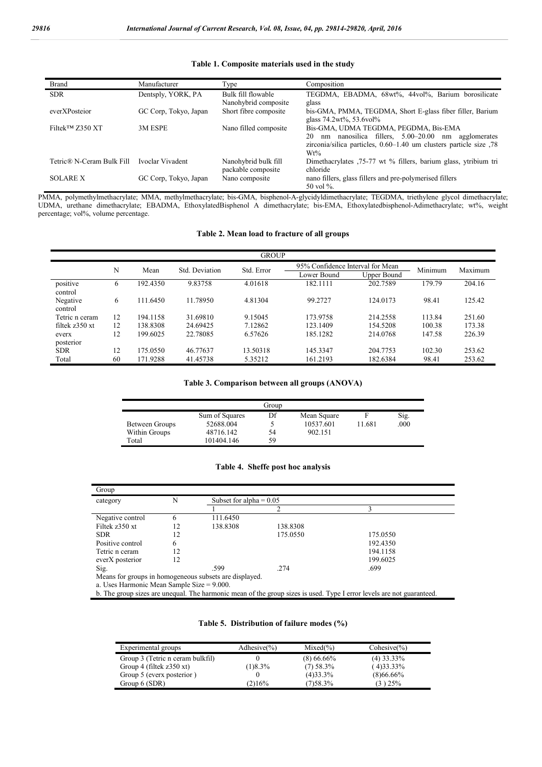**Table 1. Composite materials used in the study**

| Brand | Manufacturer | Type | Composition |
|---|---|---|---|
| SDR | Dentsply, YORK, PA | Bulk fill flowable Nanohybrid composite | TEGDMA, EBADMA, 68wt%, 44vol%, Barium borosilicate glass |
| everXPosteior | GC Corp, Tokyo, Japan | Short fibre composite | bis-GMA, PMMA, TEGDMA, Short E-glass fiber filler, Barium glass 74.2wt%, 53.6vol% |
| Filtek™ Z350 XT | 3M ESPE | Nano filled composite | Bis-GMA, UDMA TEGDMA, PEGDMA, Bis-EMA 20 nm nanosilica fillers, 5.00–20.00 nm agglomerates zirconia/silica particles, 0.60–1.40 um clusters particle size ,78 Wt% |
| Tetric® N-Ceram Bulk Fill | Ivoclar Vivadent | Nanohybrid bulk fill packable composite | Dimethacrylates ,75-77 wt % fillers, barium glass, ytribium tri chloride |
| SOLARE X | GC Corp, Tokyo, Japan | Nano composite | nano fillers, glass fillers and pre-polymerised fillers 50 vol %. |

PMMA, polymethylmethacrylate; MMA, methylmethacrylate; bis-GMA, bisphenol-A-glycidyldimethacrylate; TEGDMA, triethylene glycol dimethacrylate; UDMA, urethane dimethacrylate; EBADMA, EthoxylatedBisphenol A dimethacrylate; bis-EMA, Ethoxylatedbisphenol-Adimethacrylate; wt%, weight percentage; vol%, volume percentage.

**Table 2. Mean load to fracture of all groups**

| GROUP | | | | | | | | |
|---|---|---|---|---|---|---|---|---|
| | N | Mean | Std. Deviation | Std. Error | 95% Confidence Interval for Mean | | Minimum | Maximum |
| | | | | | Lower Bound | Upper Bound | | |
| positive control | 6 | 192.4350 | 9.83758 | 4.01618 | 182.1111 | 202.7589 | 179.79 | 204.16 |
| Negative control | 6 | 111.6450 | 11.78950 | 4.81304 | 99.2727 | 124.0173 | 98.41 | 125.42 |
| Tetric n ceram | 12 | 194.1158 | 31.69810 | 9.15045 | 173.9758 | 214.2558 | 113.84 | 251.60 |
| filtek z350 xt | 12 | 138.8308 | 24.69425 | 7.12862 | 123.1409 | 154.5208 | 100.38 | 173.38 |
| everx posterior | 12 | 199.6025 | 22.78085 | 6.57626 | 185.1282 | 214.0768 | 147.58 | 226.39 |
| SDR | 12 | 175.0550 | 46.77637 | 13.50318 | 145.3347 | 204.7753 | 102.30 | 253.62 |
| Total | 60 | 171.9288 | 41.45738 | 5.35212 | 161.2193 | 182.6384 | 98.41 | 253.62 |

**Table 3. Comparison between all groups (ANOVA)**

| Group | | | | | |
|---|---|---|---|---|---|
| | Sum of Squares | Df | Mean Square | F | Sig. |
| Between Groups | 52688.004 | 5 | 10537.601 | 11.681 | .000 |
| Within Groups | 48716.142 | 54 | 902.151 | | |
| Total | 101404.146 | 59 | | | |

**Table 4. Sheffe post hoc analysis**

| Group | | | | |
|---|---|---|---|---|
| category | N | Subset for alpha = 0.05 | | |
| | | 1 | 2 | 3 |
| Negative control | 6 | 111.6450 | | |
| Filtek z350 xt | 12 | 138.8308 | 138.8308 | |
| SDR | 12 | | 175.0550 | 175.0550 |
| Positive control | 6 | | | 192.4350 |
| Tetric n ceram | 12 | | | 194.1158 |
| everX posterior | 12 | | | 199.6025 |
| Sig. | | .599 | .274 | .699 |

Means for groups in homogeneous subsets are displayed.

a. Uses Harmonic Mean Sample Size = 9.000.

b. The group sizes are unequal. The harmonic mean of the group sizes is used. Type I error levels are not guaranteed.

**Table 5. Distribution of failure modes (%)**

| Experimental groups | Adhesive(%) | Mixed(%) | Cohesive(%) |
|---|---|---|---|
| Group 3 (Tetric n ceram bulkfil) | 0 | (8) 66.66% | (4) 33.33% |
| Group 4 (filtek z350 xt) | (1)8.3% | (7) 58.3% | (4)33.33% |
| Group 5 (everx posterior ) | 0 | (4)33.3% | (8)66.66% |
| Group 6 (SDR) | (2)16% | (7)58.3% | (3 ) 25% |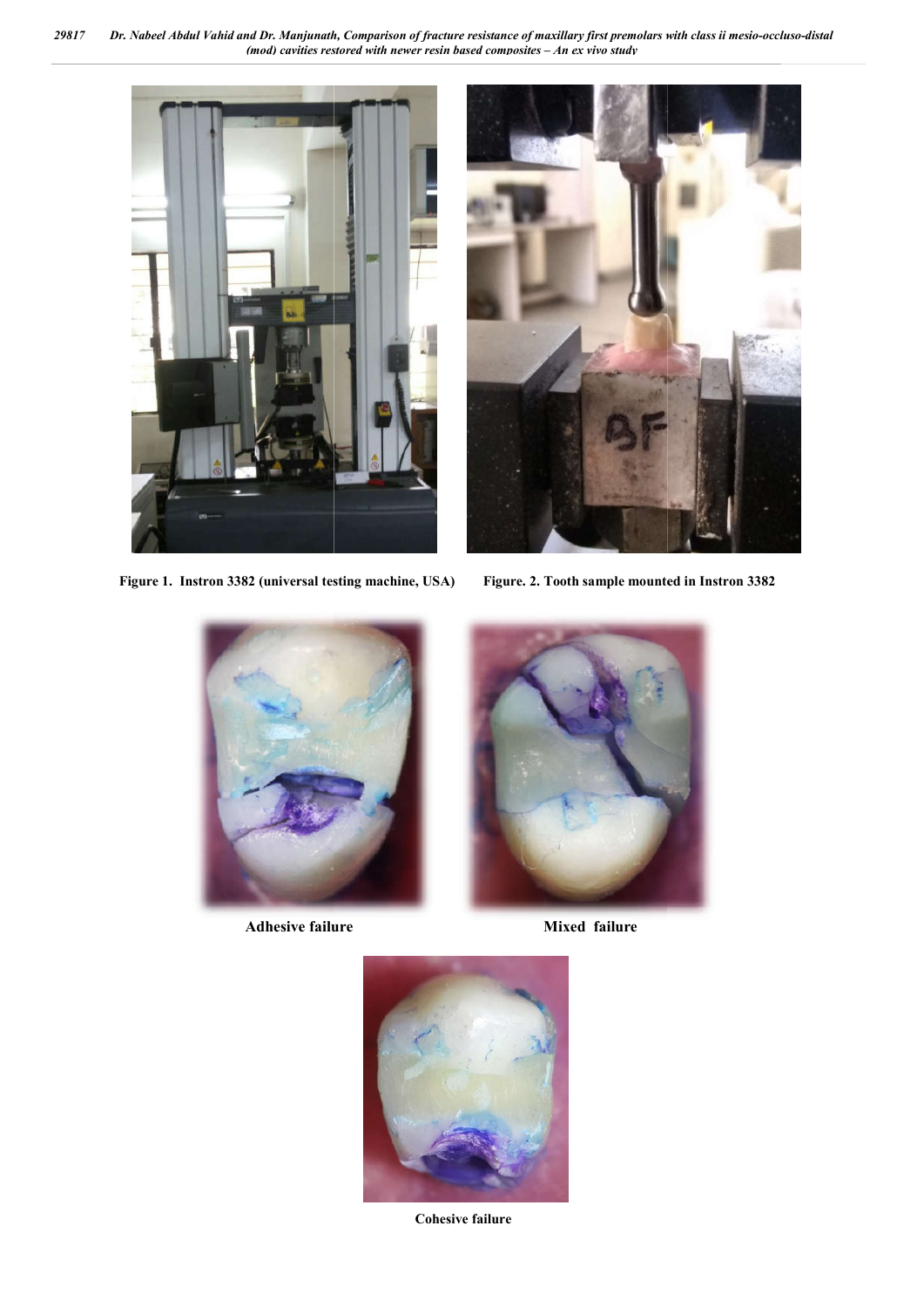Figure 1. Instron 3382 (universal testing machine, USA)

Figure. 2. Tooth sample mounted in Instron 3382

Adhesive failure

Mixed failure

Cohesive failure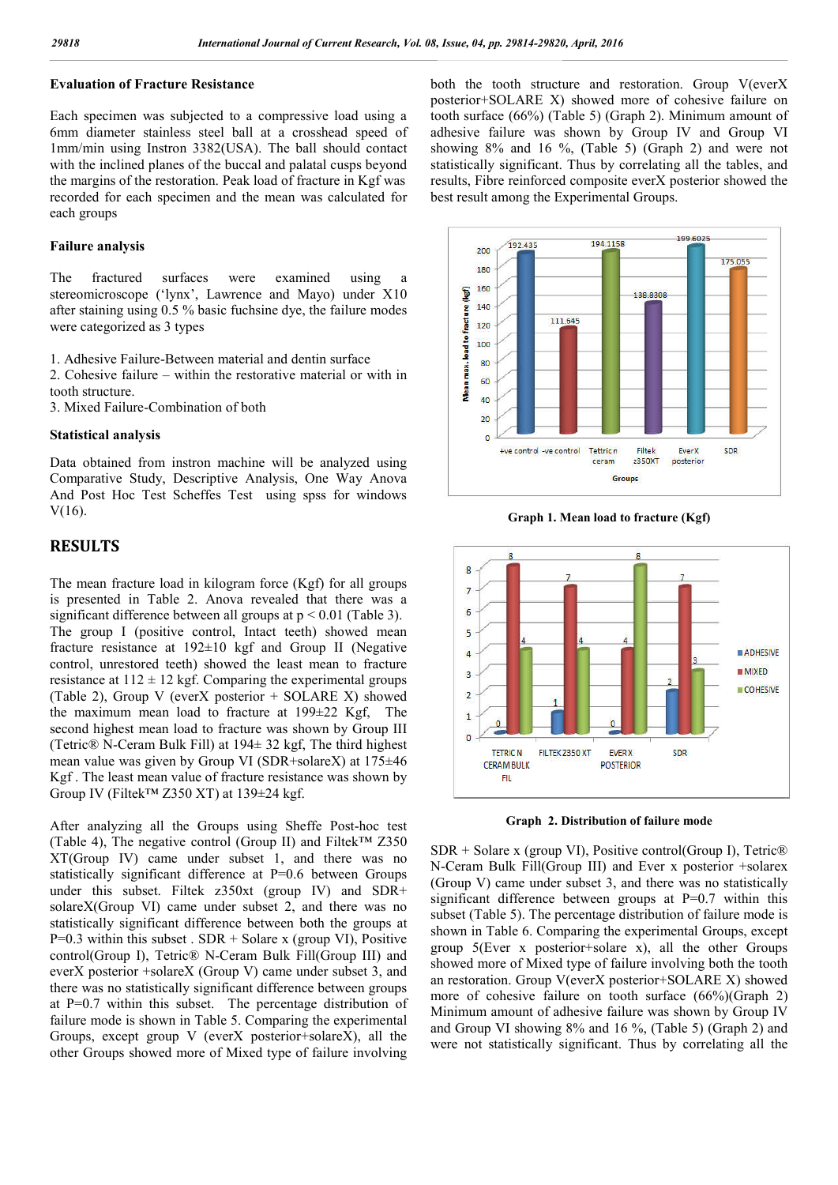### Evaluation of Fracture Resistance

Each specimen was subjected to a compressive load using a 6mm diameter stainless steel ball at a crosshead speed of 1mm/min using Instron 3382(USA). The ball should contact with the inclined planes of the buccal and palatal cusps beyond the margins of the restoration. Peak load of fracture in Kgf was recorded for each specimen and the mean was calculated for each groups

### Failure analysis

The fractured surfaces were examined using a stereomicroscope ('lynx', Lawrence and Mayo) under X10 after staining using 0.5 % basic fuchsine dye, the failure modes were categorized as 3 types

1. Adhesive Failure-Between material and dentin surface
2. Cohesive failure – within the restorative material or with in tooth structure.
3. Mixed Failure-Combination of both

### Statistical analysis

Data obtained from instron machine will be analyzed using Comparative Study, Descriptive Analysis, One Way Anova And Post Hoc Scheffes Test using spss for windows V(16).

## RESULTS

The mean fracture load in kilogram force (Kgf) for all groups is presented in Table 2. Anova revealed that there was a significant difference between all groups at $p < 0.01$ (Table 3). The group I (positive control, Intact teeth) showed mean fracture resistance at 192±10 kgf and Group II (Negative control, unrestored teeth) showed the least mean to fracture resistance at 112 ± 12 kgf. Comparing the experimental groups (Table 2), Group V (everX posterior + SOLARE X) showed the maximum mean load to fracture at 199±22 Kgf, The second highest mean load to fracture was shown by Group III (Tetric® N-Ceram Bulk Fill) at 194± 32 kgf, The third highest mean value was given by Group VI (SDR+solareX) at 175±46 Kgf . The least mean value of fracture resistance was shown by Grogp IV (Filtek™ Z350 XT) at 139±24 kgf.

After analyzing all the Groups using Sheffe Post-hoc test (Table 4), The negative control (Group II) and Filtek™ Z350 XT(Group IV) came under subset 1, and there was no statistically significant difference at P=0.6 between Groups under this subset. Filtek z350xt (group IV) and SDR+ solareX(Group VI) came under subset 2, and there was no statistically significant difference between both the groups at P=0.3 within this subset . SDR + Solare x (group VI), Positive control(Group I), Tetric® N-Ceram Bulk Fill(Group III) and everX posterior +solareX (Group V) came under subset 3, and there was no statistically significant difference between groups at P=0.7 within this subset. The percentage distribution of failure mode is shown in Table 5. Comparing the experimental Groups, except group V (everX posterior+solareX), all the other Groups showed more of Mixed type of failure involving both the tooth structure and restoration. Group V(everX posterior+SOLARE X) showed more of cohesive failure on tooth surface (66%) (Table 5) (Graph 2). Minimum amount of adhesive failure was shown by Group IV and Group VI showing 8% and 16 %, (Table 5) (Graph 2) and were not statistically significant. Thus by correlating all the tables, and results, Fibre reinforced composite everX posterior showed the best result among the Experimental Groups.

Graph 1. Mean load to fracture (Kgf)

Graph 2. Distribution of failure mode

SDR + Solare x (group VI), Positive control(Group I), Tetric® N-Ceram Bulk Fill(Group III) and Ever x posterior +solarex (Group V) came under subset 3, and there was no statistically significant difference between groups at P=0.7 within this subset (Table 5). The percentage distribution of failure mode is shown in Table 6. Comparing the experimental Groups, except group 5(Ever x posterior+solare x), all the other Groups showed more of Mixed type of failure involving both the tooth an restoration. Group V(everX posterior+SOLARE X) showed more of cohesive failure on tooth surface (66%)(Graph 2) Minimum amount of adhesive failure was shown by Group IV and Group VI showing 8% and 16 %, (Table 5) (Graph 2) and were not statistically significant. Thus by correlating all the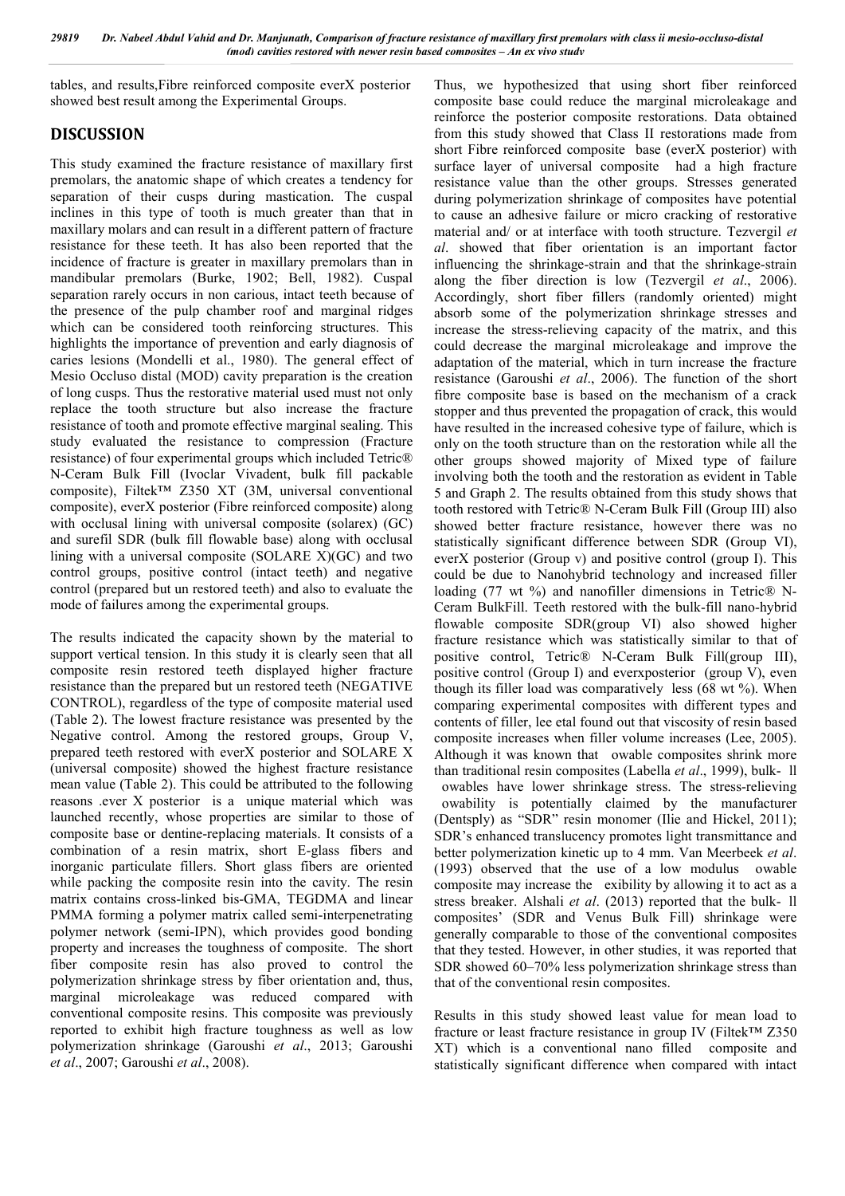tables, and results,Fibre reinforced composite everX posterior showed best result among the Experimental Groups.

## DISCUSSION

This study examined the fracture resistance of maxillary first premolars, the anatomic shape of which creates a tendency for separation of their cusps during mastication. The cuspal inclines in this type of tooth is much greater than that in maxillary molars and can result in a different pattern of fracture resistance for these teeth. It has also been reported that the incidence of fracture is greater in maxillary premolars than in mandibular premolars (Burke, 1902; Bell, 1982). Cuspal separation rarely occurs in non carious, intact teeth because of the presence of the pulp chamber roof and marginal ridges which can be considered tooth reinforcing structures. This highlights the importance of prevention and early diagnosis of caries lesions (Mondelli et al., 1980). The general effect of Mesio Occluso distal (MOD) cavity preparation is the creation of long cusps. Thus the restorative material used must not only replace the tooth structure but also increase the fracture resistance of tooth and promote effective marginal sealing. This study evaluated the resistance to compression (Fracture resistance) of four experimental groups which included Tetric® N-Ceram Bulk Fill (Ivoclar Vivadent, bulk fill packable composite), Filtek™ Z350 XT (3M, universal conventional composite), everX posterior (Fibre reinforced composite) along with occlusal lining with universal composite (solarex) (GC) and surefil SDR (bulk fill flowable base) along with occlusal lining with a universal composite (SOLARE X)(GC) and two control groups, positive control (intact teeth) and negative control (prepared but un restored teeth) and also to evaluate the mode of failures among the experimental groups.

The results indicated the capacity shown by the material to support vertical tension. In this study it is clearly seen that all composite resin restored teeth displayed higher fracture resistance than the prepared but un restored teeth (NEGATIVE CONTROL), regardless of the type of composite material used (Table 2). The lowest fracture resistance was presented by the Negative control. Among the restored groups, Group V, prepared teeth restored with everX posterior and SOLARE X (universal composite) showed the highest fracture resistance mean value (Table 2). This could be attributed to the following reasons .ever X posterior is a unique material which was launched recently, whose properties are similar to those of composite base or dentine-replacing materials. It consists of a combination of a resin matrix, short E-glass fibers and inorganic particulate fillers. Short glass fibers are oriented while packing the composite resin into the cavity. The resin matrix contains cross-linked bis-GMA, TEGDMA and linear PMMA forming a polymer matrix called semi-interpenetrating polymer network (semi-IPN), which provides good bonding property and increases the toughness of composite. The short fiber composite resin has also proved to control the polymerization shrinkage stress by fiber orientation and, thus, marginal microleakage was reduced compared with conventional composite resins. This composite was previously reported to exhibit high fracture toughness as well as low polymerization shrinkage (Garoushi *et al*., 2013; Garoushi *et al*., 2007; Garoushi *et al*., 2008).

Thus, we hypothesized that using short fiber reinforced composite base could reduce the marginal microleakage and reinforce the posterior composite restorations. Data obtained from this study showed that Class II restorations made from short Fibre reinforced composite base (everX posterior) with surface layer of universal composite had a high fracture resistance value than the other groups. Stresses generated during polymerization shrinkage of composites have potential to cause an adhesive failure or micro cracking of restorative material and/ or at interface with tooth structure. Tezvergil *et al*. showed that fiber orientation is an important factor influencing the shrinkage-strain and that the shrinkage-strain along the fiber direction is low (Tezvergil *et al*., 2006). Accordingly, short fiber fillers (randomly oriented) might absorb some of the polymerization shrinkage stresses and increase the stress-relieving capacity of the matrix, and this could decrease the marginal microleakage and improve the adaptation of the material, which in turn increase the fracture resistance (Garoushi *et al*., 2006). The function of the short fibre composite base is based on the mechanism of a crack stopper and thus prevented the propagation of crack, this would have resulted in the increased cohesive type of failure, which is only on the tooth structure than on the restoration while all the other groups showed majority of Mixed type of failure involving both the tooth and the restoration as evident in Table 5 and Graph 2. The results obtained from this study shows that tooth restored with Tetric® N-Ceram Bulk Fill (Group III) also showed better fracture resistance, however there was no statistically significant difference between SDR (Group VI), everX posterior (Group v) and positive control (group I). This could be due to Nanohybrid technology and increased filler loading (77 wt %) and nanofiller dimensions in Tetric® N-Ceram BulkFill. Teeth restored with the bulk-fill nano-hybrid flowable composite SDR(group VI) also showed higher fracture resistance which was statistically similar to that of positive control, Tetric® N-Ceram Bulk Fill(group III), positive control (Group I) and everxposterior (group V), even though its filler load was comparatively less (68 wt %). When comparing experimental composites with different types and contents of filler, lee etal found out that viscosity of resin based composite increases when filler volume increases (Lee, 2005). Although it was known that owable composites shrink more than traditional resin composites (Labella *et al*., 1999), bulk- ll owables have lower shrinkage stress. The stress-relieving owability is potentially claimed by the manufacturer (Dentsply) as "SDR" resin monomer (Ilie and Hickel, 2011); SDR's enhanced translucency promotes light transmittance and better polymerization kinetic up to 4 mm. Van Meerbeek *et al*. (1993) observed that the use of a low modulus owable composite may increase the exibility by allowing it to act as a stress breaker. Alshali *et al*. (2013) reported that the bulk- ll composites' (SDR and Venus Bulk Fill) shrinkage were generally comparable to those of the conventional composites that they tested. However, in other studies, it was reported that SDR showed 60–70% less polymerization shrinkage stress than that of the conventional resin composites.

Results in this study showed least value for mean load to fracture or least fracture resistance in group IV (Filtek™ Z350 XT) which is a conventional nano filled composite and statistically significant difference when compared with intact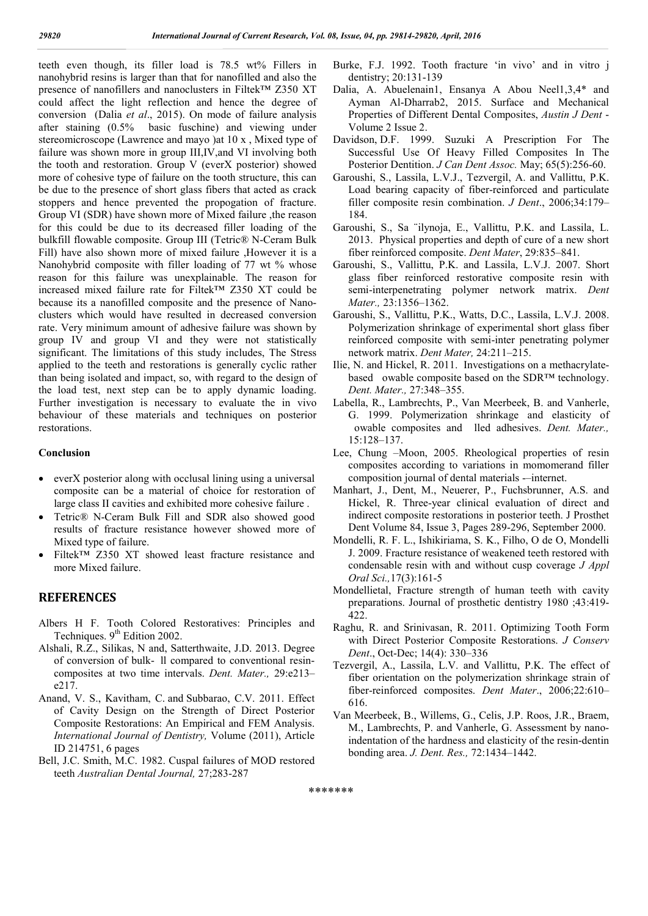teeth even though, its filler load is 78.5 wt% Fillers in nanohybrid resins is larger than that for nanofilled and also the presence of nanofillers and nanoclusters in Filtek™ Z350 XT could affect the light reflection and hence the degree of conversion (Dalia *et al*., 2015). On mode of failure analysis after staining (0.5% basic fuschine) and viewing under stereomicroscope (Lawrence and mayo )at 10 x , Mixed type of failure was shown more in group III,IV,and VI involving both the tooth and restoration. Group V (everX posterior) showed more of cohesive type of failure on the tooth structure, this can be due to the presence of short glass fibers that acted as crack stoppers and hence prevented the propogation of fracture. Group VI (SDR) have shown more of Mixed failure ,the reason for this could be due to its decreased filler loading of the bulkfill flowable composite. Group III (Tetric® N-Ceram Bulk Fill) have also shown more of mixed failure ,However it is a Nanohybrid composite with filler loading of 77 wt % whose reason for this failure was unexplainable. The reason for increased mixed failure rate for Filtek™ Z350 XT could be because its a nanofilled composite and the presence of Nano-clusters which would have resulted in decreased conversion rate. Very minimum amount of adhesive failure was shown by group IV and group VI and they were not statistically significant. The limitations of this study includes, The Stress applied to the teeth and restorations is generally cyclic rather than being isolated and impact, so, with regard to the design of the load test, next step can be to apply dynamic loading. Further investigation is necessary to evaluate the in vivo behaviour of these materials and techniques on posterior restorations.

**Conclusion**

- everX posterior along with occlusal lining using a universal composite can be a material of choice for restoration of large class II cavities and exhibited more cohesive failure .
- Tetric® N-Ceram Bulk Fill and SDR also showed good results of fracture resistance however showed more of Mixed type of failure.
- Filtek™ Z350 XT showed least fracture resistance and more Mixed failure.

## REFERENCES

Albers H F. Tooth Colored Restoratives: Principles and Techniques. 9th Edition 2002.

Alshali, R.Z., Silikas, N and, Satterthwaite, J.D. 2013. Degree of conversion of bulk- ll compared to conventional resin-composites at two time intervals. *Dent. Mater.,* 29:e213–e217.

Anand, V. S., Kavitham, C. and Subbarao, C.V. 2011. Effect of Cavity Design on the Strength of Direct Posterior Composite Restorations: An Empirical and FEM Analysis. *International Journal of Dentistry,* Volume (2011), Article ID 214751, 6 pages

Bell, J.C. Smith, M.C. 1982. Cuspal failures of MOD restored teeth *Australian Dental Journal,* 27;283-287

Burke, F.J. 1992. Tooth fracture 'in vivo' and in vitro j dentistry; 20:131-139

Dalia, A. Abuelenain1, Ensanya A Abou Neel1,3,4* and Ayman Al-Dharrab2, 2015. Surface and Mechanical Properties of Different Dental Composites, *Austin J Dent* - Volume 2 Issue 2.

Davidson, D.F. 1999. Suzuki A Prescription For The Successful Use Of Heavy Filled Composites In The Posterior Dentition. *J Can Dent Assoc.* May; 65(5):256-60.

Garoushi, S., Lassila, L.V.J., Tezvergil, A. and Vallittu, P.K. Load bearing capacity of fiber-reinforced and particulate filler composite resin combination. *J Dent*., 2006;34:179–184.

Garoushi, S., Sa ̈ilynoja, E., Vallittu, P.K. and Lassila, L. 2013. Physical properties and depth of cure of a new short fiber reinforced composite. *Dent Mater*, 29:835–841.

Garoushi, S., Vallittu, P.K. and Lassila, L.V.J. 2007. Short glass fiber reinforced restorative composite resin with semi-interpenetrating polymer network matrix. *Dent Mater.,* 23:1356–1362.

Garoushi, S., Vallittu, P.K., Watts, D.C., Lassila, L.V.J. 2008. Polymerization shrinkage of experimental short glass fiber reinforced composite with semi-inter penetrating polymer network matrix. *Dent Mater,* 24:211–215.

Ilie, N. and Hickel, R. 2011. Investigations on a methacrylate-based owable composite based on the SDR™ technology. *Dent. Mater.,* 27:348–355.

Labella, R., Lambrechts, P., Van Meerbeek, B. and Vanherle, G. 1999. Polymerization shrinkage and elasticity of owable composites and lled adhesives. *Dent. Mater.,* 15:128–137.

Lee, Chung –Moon, 2005. Rheological properties of resin composites according to variations in momomerand filler composition journal of dental materials -–internet.

Manhart, J., Dent, M., Neuerer, P., Fuchsbrunner, A.S. and Hickel, R. Three-year clinical evaluation of direct and indirect composite restorations in posterior teeth. J Prosthet Dent Volume 84, Issue 3, Pages 289-296, September 2000.

Mondelli, R. F. L., Ishikiriama, S. K., Filho, O de O, Mondelli J. 2009. Fracture resistance of weakened teeth restored with condensable resin with and without cusp coverage *J Appl Oral Sci.,*17(3):161-5

Mondellietal, Fracture strength of human teeth with cavity preparations. Journal of prosthetic dentistry 1980 ;43:419-422.

Raghu, R. and Srinivasan, R. 2011. Optimizing Tooth Form with Direct Posterior Composite Restorations. *J Conserv Dent*., Oct-Dec; 14(4): 330–336

Tezvergil, A., Lassila, L.V. and Vallittu, P.K. The effect of fiber orientation on the polymerization shrinkage strain of fiber-reinforced composites. *Dent Mater*., 2006;22:610–616.

Van Meerbeek, B., Willems, G., Celis, J.P. Roos, J.R., Braem, M., Lambrechts, P. and Vanherle, G. Assessment by nano-indentation of the hardness and elasticity of the resin-dentin bonding area. *J. Dent. Res.,* 72:1434–1442.

*******